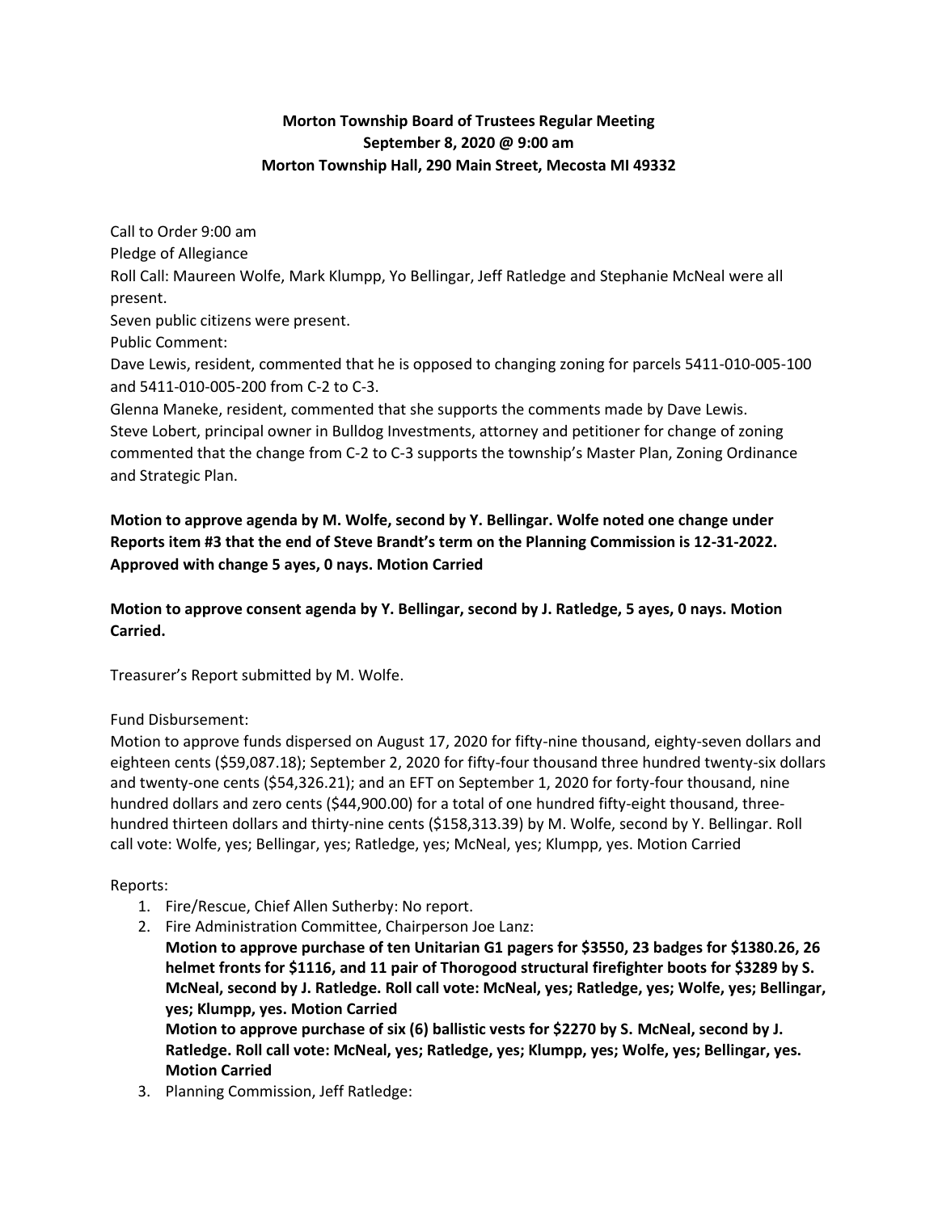**Morton Township Board of Trustees Regular Meeting**
**September 8, 2020 @ 9:00 am**
**Morton Township Hall, 290 Main Street, Mecosta MI 49332**

Call to Order 9:00 am
Pledge of Allegiance
Roll Call: Maureen Wolfe, Mark Klumpp, Yo Bellingar, Jeff Ratledge and Stephanie McNeal were all present.
Seven public citizens were present.
Public Comment:
Dave Lewis, resident, commented that he is opposed to changing zoning for parcels 5411-010-005-100 and 5411-010-005-200 from C-2 to C-3.
Glenna Maneke, resident, commented that she supports the comments made by Dave Lewis.
Steve Lobert, principal owner in Bulldog Investments, attorney and petitioner for change of zoning commented that the change from C-2 to C-3 supports the township's Master Plan, Zoning Ordinance and Strategic Plan.

**Motion to approve agenda by M. Wolfe, second by Y. Bellingar. Wolfe noted one change under Reports item #3 that the end of Steve Brandt's term on the Planning Commission is 12-31-2022. Approved with change 5 ayes, 0 nays. Motion Carried**

**Motion to approve consent agenda by Y. Bellingar, second by J. Ratledge, 5 ayes, 0 nays. Motion Carried.**

Treasurer's Report submitted by M. Wolfe.

Fund Disbursement:
Motion to approve funds dispersed on August 17, 2020 for fifty-nine thousand, eighty-seven dollars and eighteen cents ($59,087.18); September 2, 2020 for fifty-four thousand three hundred twenty-six dollars and twenty-one cents ($54,326.21); and an EFT on September 1, 2020 for forty-four thousand, nine hundred dollars and zero cents ($44,900.00) for a total of one hundred fifty-eight thousand, three-hundred thirteen dollars and thirty-nine cents ($158,313.39) by M. Wolfe, second by Y. Bellingar. Roll call vote: Wolfe, yes; Bellingar, yes; Ratledge, yes; McNeal, yes; Klumpp, yes. Motion Carried

Reports:

1. Fire/Rescue, Chief Allen Sutherby: No report.
2. Fire Administration Committee, Chairperson Joe Lanz:
   **Motion to approve purchase of ten Unitarian G1 pagers for $3550, 23 badges for $1380.26, 26 helmet fronts for $1116, and 11 pair of Thorogood structural firefighter boots for $3289 by S. McNeal, second by J. Ratledge. Roll call vote: McNeal, yes; Ratledge, yes; Wolfe, yes; Bellingar, yes; Klumpp, yes. Motion Carried**
   **Motion to approve purchase of six (6) ballistic vests for $2270 by S. McNeal, second by J. Ratledge. Roll call vote: McNeal, yes; Ratledge, yes; Klumpp, yes; Wolfe, yes; Bellingar, yes. Motion Carried**
3. Planning Commission, Jeff Ratledge: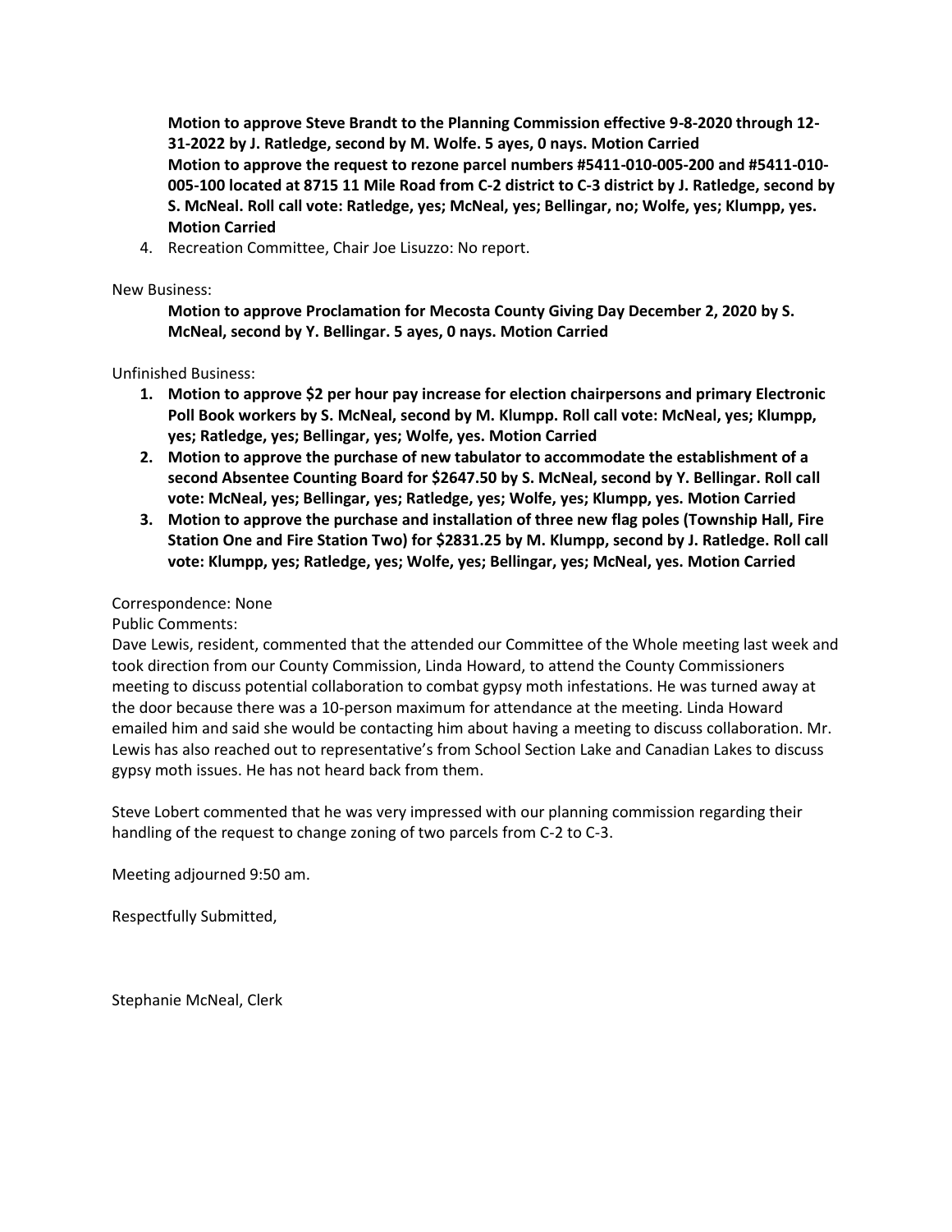**Motion to approve Steve Brandt to the Planning Commission effective 9-8-2020 through 12-31-2022 by J. Ratledge, second by M. Wolfe. 5 ayes, 0 nays. Motion Carried**
**Motion to approve the request to rezone parcel numbers #5411-010-005-200 and #5411-010-005-100 located at 8715 11 Mile Road from C-2 district to C-3 district by J. Ratledge, second by S. McNeal. Roll call vote: Ratledge, yes; McNeal, yes; Bellingar, no; Wolfe, yes; Klumpp, yes. Motion Carried**

4. Recreation Committee, Chair Joe Lisuzzo: No report.

New Business:

**Motion to approve Proclamation for Mecosta County Giving Day December 2, 2020 by S. McNeal, second by Y. Bellingar. 5 ayes, 0 nays. Motion Carried**

Unfinished Business:

1. **Motion to approve $2 per hour pay increase for election chairpersons and primary Electronic Poll Book workers by S. McNeal, second by M. Klumpp. Roll call vote: McNeal, yes; Klumpp, yes; Ratledge, yes; Bellingar, yes; Wolfe, yes. Motion Carried**
2. **Motion to approve the purchase of new tabulator to accommodate the establishment of a second Absentee Counting Board for $2647.50 by S. McNeal, second by Y. Bellingar. Roll call vote: McNeal, yes; Bellingar, yes; Ratledge, yes; Wolfe, yes; Klumpp, yes. Motion Carried**
3. **Motion to approve the purchase and installation of three new flag poles (Township Hall, Fire Station One and Fire Station Two) for $2831.25 by M. Klumpp, second by J. Ratledge. Roll call vote: Klumpp, yes; Ratledge, yes; Wolfe, yes; Bellingar, yes; McNeal, yes. Motion Carried**

Correspondence: None

Public Comments:

Dave Lewis, resident, commented that the attended our Committee of the Whole meeting last week and took direction from our County Commission, Linda Howard, to attend the County Commissioners meeting to discuss potential collaboration to combat gypsy moth infestations. He was turned away at the door because there was a 10-person maximum for attendance at the meeting. Linda Howard emailed him and said she would be contacting him about having a meeting to discuss collaboration. Mr. Lewis has also reached out to representative's from School Section Lake and Canadian Lakes to discuss gypsy moth issues. He has not heard back from them.

Steve Lobert commented that he was very impressed with our planning commission regarding their handling of the request to change zoning of two parcels from C-2 to C-3.

Meeting adjourned 9:50 am.

Respectfully Submitted,

Stephanie McNeal, Clerk